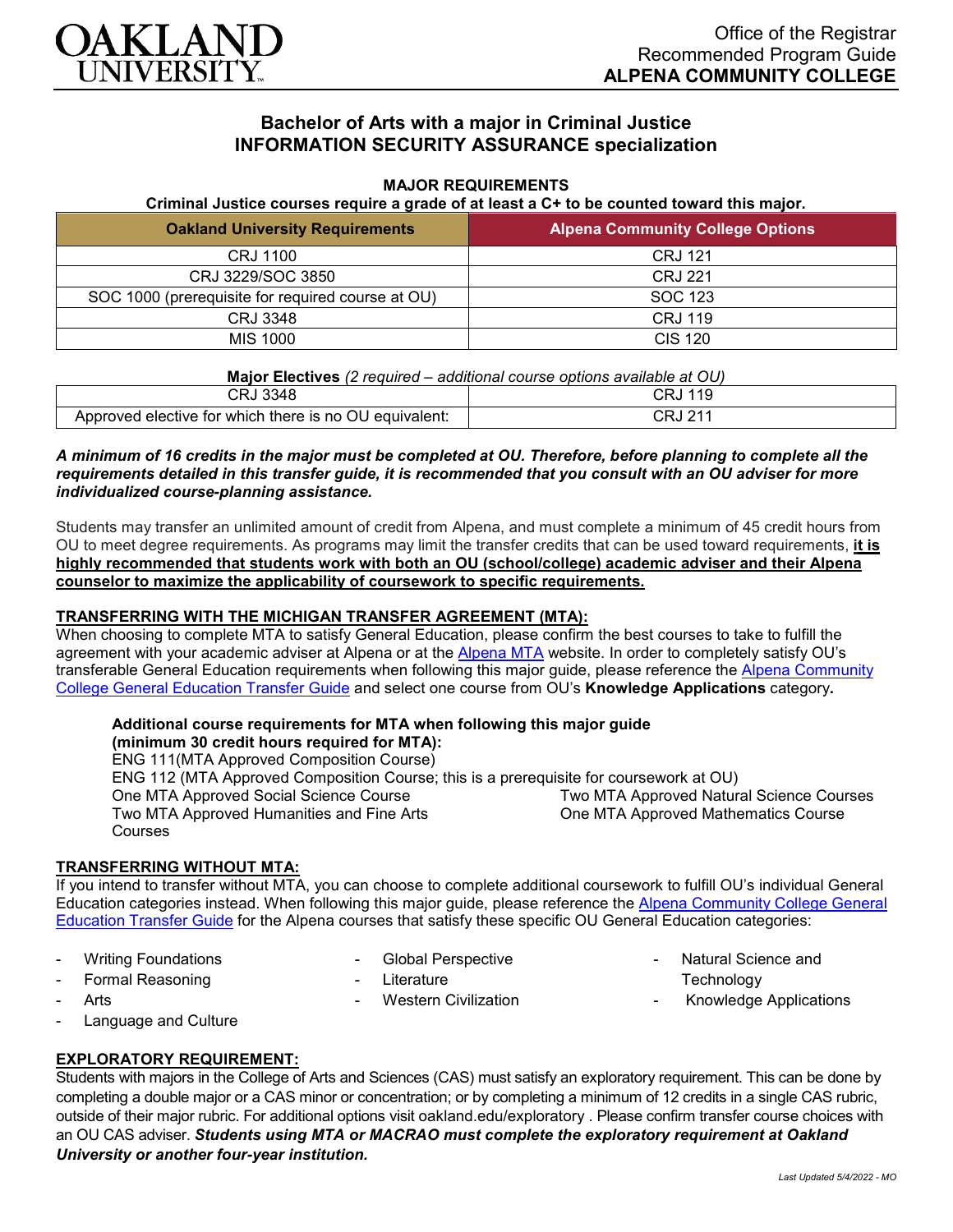Office of the Registrar
Recommended Program Guide
**ALPENA COMMUNITY COLLEGE**

# Bachelor of Arts with a major in Criminal Justice
## INFORMATION SECURITY ASSURANCE specialization

### MAJOR REQUIREMENTS

**Criminal Justice courses require a grade of at least a C+ to be counted toward this major.**

| Oakland University Requirements | Alpena Community College Options |
|---|---|
| CRJ 1100 | CRJ 121 |
| CRJ 3229/SOC 3850 | CRJ 221 |
| SOC 1000 (prerequisite for required course at OU) | SOC 123 |
| CRJ 3348 | CRJ 119 |
| MIS 1000 | CIS 120 |

**Major Electives** *(2 required – additional course options available at OU)*

| | |
|---|---|
| CRJ 3348 | CRJ 119 |
| Approved elective for which there is no OU equivalent: | CRJ 211 |

***A minimum of 16 credits in the major must be completed at OU. Therefore, before planning to complete all the requirements detailed in this transfer guide, it is recommended that you consult with an OU adviser for more individualized course-planning assistance.***

Students may transfer an unlimited amount of credit from Alpena, and must complete a minimum of 45 credit hours from OU to meet degree requirements. As programs may limit the transfer credits that can be used toward requirements, **it is highly recommended that students work with both an OU (school/college) academic adviser and their Alpena counselor to maximize the applicability of coursework to specific requirements.**

### TRANSFERRING WITH THE MICHIGAN TRANSFER AGREEMENT (MTA):

When choosing to complete MTA to satisfy General Education, please confirm the best courses to take to fulfill the agreement with your academic adviser at Alpena or at the Alpena MTA website. In order to completely satisfy OU's transferable General Education requirements when following this major guide, please reference the Alpena Community College General Education Transfer Guide and select one course from OU's **Knowledge Applications** category**.**

**Additional course requirements for MTA when following this major guide (minimum 30 credit hours required for MTA):**

ENG 111(MTA Approved Composition Course)
ENG 112 (MTA Approved Composition Course; this is a prerequisite for coursework at OU)
One MTA Approved Social Science Course
Two MTA Approved Humanities and Fine Arts Courses
Two MTA Approved Natural Science Courses
One MTA Approved Mathematics Course

### TRANSFERRING WITHOUT MTA:

If you intend to transfer without MTA, you can choose to complete additional coursework to fulfill OU's individual General Education categories instead. When following this major guide, please reference the Alpena Community College General Education Transfer Guide for the Alpena courses that satisfy these specific OU General Education categories:

- Writing Foundations
- Formal Reasoning
- Arts
- Language and Culture
- Global Perspective
- Literature
- Western Civilization
- Natural Science and Technology
- Knowledge Applications

### EXPLORATORY REQUIREMENT:

Students with majors in the College of Arts and Sciences (CAS) must satisfy an exploratory requirement. This can be done by completing a double major or a CAS minor or concentration; or by completing a minimum of 12 credits in a single CAS rubric, outside of their major rubric. For additional options visit oakland.edu/exploratory . Please confirm transfer course choices with an OU CAS adviser. ***Students using MTA or MACRAO must complete the exploratory requirement at Oakland University or another four-year institution.***

*Last Updated 5/4/2022 - MO*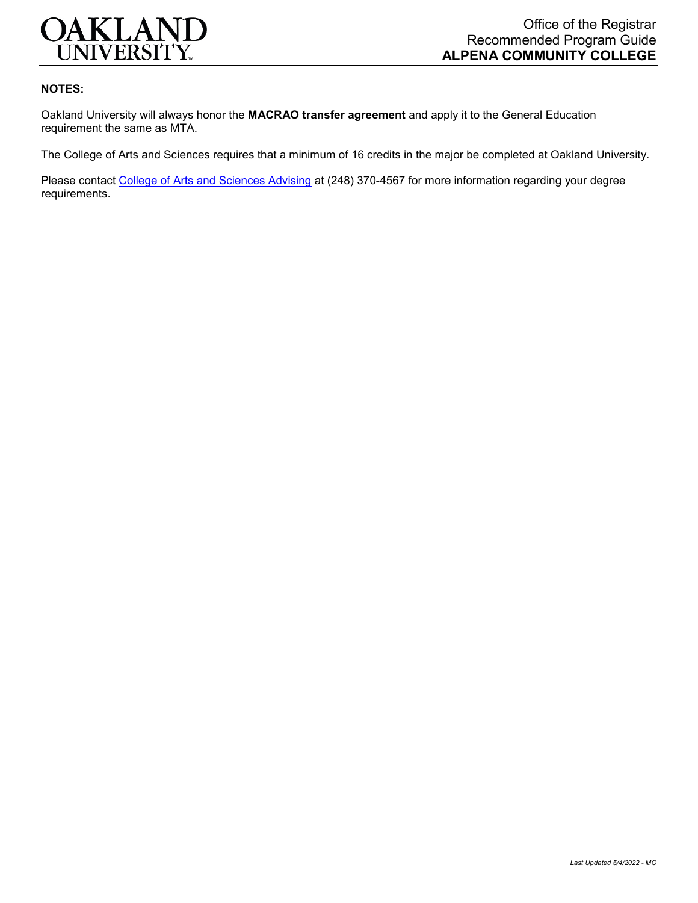**NOTES:**

Oakland University will always honor the **MACRAO transfer agreement** and apply it to the General Education requirement the same as MTA.

The College of Arts and Sciences requires that a minimum of 16 credits in the major be completed at Oakland University.

Please contact College of Arts and Sciences Advising at (248) 370-4567 for more information regarding your degree requirements.

*Last Updated 5/4/2022 - MO*